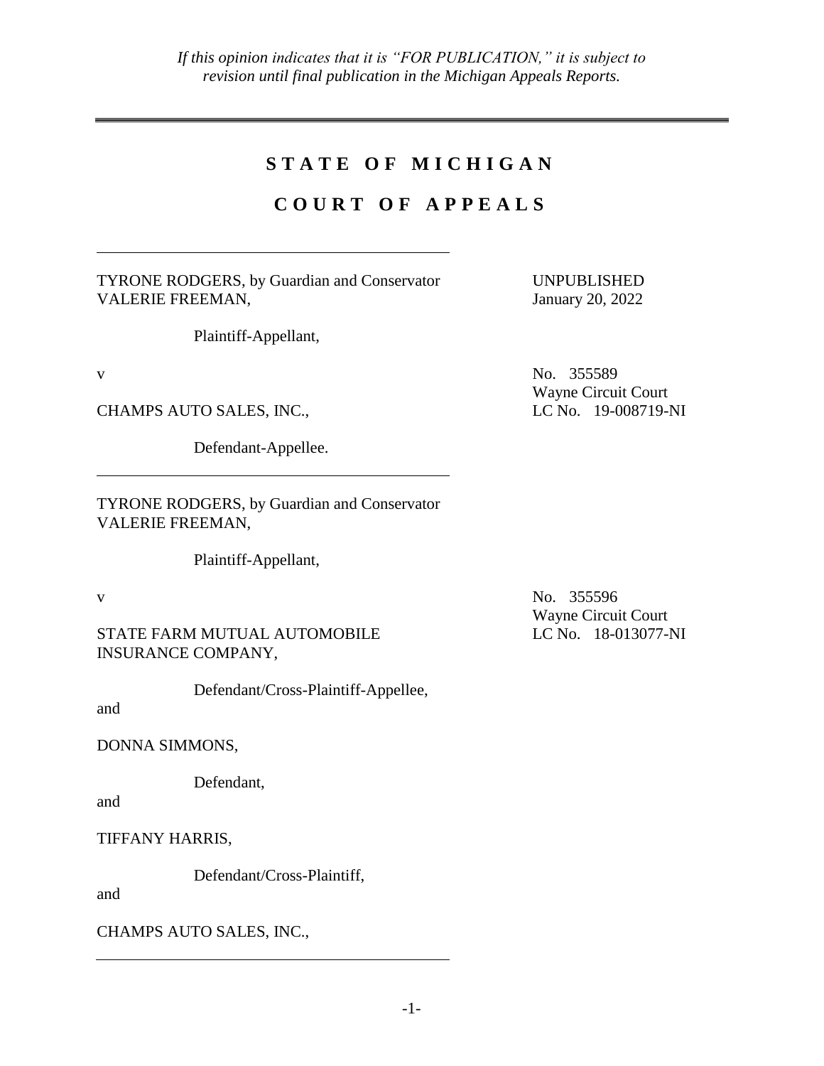*If this opinion indicates that it is "FOR PUBLICATION," it is subject to revision until final publication in the Michigan Appeals Reports.*

---

# STATE OF MICHIGAN

# COURT OF APPEALS

---

TYRONE RODGERS, by Guardian and Conservator VALERIE FREEMAN,

Plaintiff-Appellant,

v

CHAMPS AUTO SALES, INC.,

Defendant-Appellee.

UNPUBLISHED
January 20, 2022

No. 355589
Wayne Circuit Court
LC No. 19-008719-NI

---

TYRONE RODGERS, by Guardian and Conservator VALERIE FREEMAN,

Plaintiff-Appellant,

v

STATE FARM MUTUAL AUTOMOBILE INSURANCE COMPANY,

Defendant/Cross-Plaintiff-Appellee,

and

DONNA SIMMONS,

Defendant,

and

TIFFANY HARRIS,

Defendant/Cross-Plaintiff,

and

CHAMPS AUTO SALES, INC.,

No. 355596
Wayne Circuit Court
LC No. 18-013077-NI

---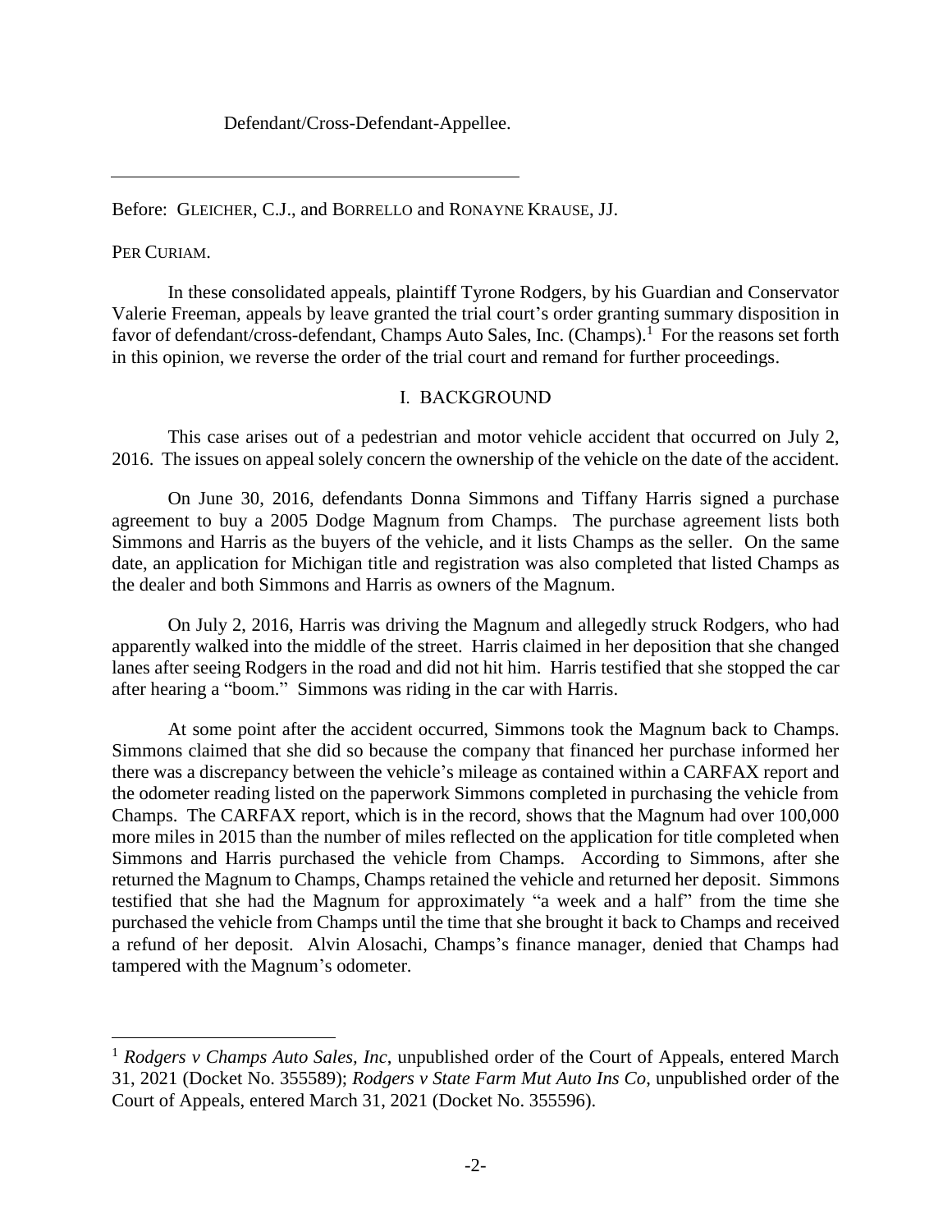Defendant/Cross-Defendant-Appellee.

---

Before: GLEICHER, C.J., and BORRELLO and RONAYNE KRAUSE, JJ.

PER CURIAM.

In these consolidated appeals, plaintiff Tyrone Rodgers, by his Guardian and Conservator Valerie Freeman, appeals by leave granted the trial court's order granting summary disposition in favor of defendant/cross-defendant, Champs Auto Sales, Inc. (Champs).[1] For the reasons set forth in this opinion, we reverse the order of the trial court and remand for further proceedings.

## I. BACKGROUND

This case arises out of a pedestrian and motor vehicle accident that occurred on July 2, 2016. The issues on appeal solely concern the ownership of the vehicle on the date of the accident.

On June 30, 2016, defendants Donna Simmons and Tiffany Harris signed a purchase agreement to buy a 2005 Dodge Magnum from Champs. The purchase agreement lists both Simmons and Harris as the buyers of the vehicle, and it lists Champs as the seller. On the same date, an application for Michigan title and registration was also completed that listed Champs as the dealer and both Simmons and Harris as owners of the Magnum.

On July 2, 2016, Harris was driving the Magnum and allegedly struck Rodgers, who had apparently walked into the middle of the street. Harris claimed in her deposition that she changed lanes after seeing Rodgers in the road and did not hit him. Harris testified that she stopped the car after hearing a "boom." Simmons was riding in the car with Harris.

At some point after the accident occurred, Simmons took the Magnum back to Champs. Simmons claimed that she did so because the company that financed her purchase informed her there was a discrepancy between the vehicle's mileage as contained within a CARFAX report and the odometer reading listed on the paperwork Simmons completed in purchasing the vehicle from Champs. The CARFAX report, which is in the record, shows that the Magnum had over 100,000 more miles in 2015 than the number of miles reflected on the application for title completed when Simmons and Harris purchased the vehicle from Champs. According to Simmons, after she returned the Magnum to Champs, Champs retained the vehicle and returned her deposit. Simmons testified that she had the Magnum for approximately "a week and a half" from the time she purchased the vehicle from Champs until the time that she brought it back to Champs and received a refund of her deposit. Alvin Alosachi, Champs's finance manager, denied that Champs had tampered with the Magnum's odometer.

---

[1] *Rodgers v Champs Auto Sales, Inc*, unpublished order of the Court of Appeals, entered March 31, 2021 (Docket No. 355589); *Rodgers v State Farm Mut Auto Ins Co*, unpublished order of the Court of Appeals, entered March 31, 2021 (Docket No. 355596).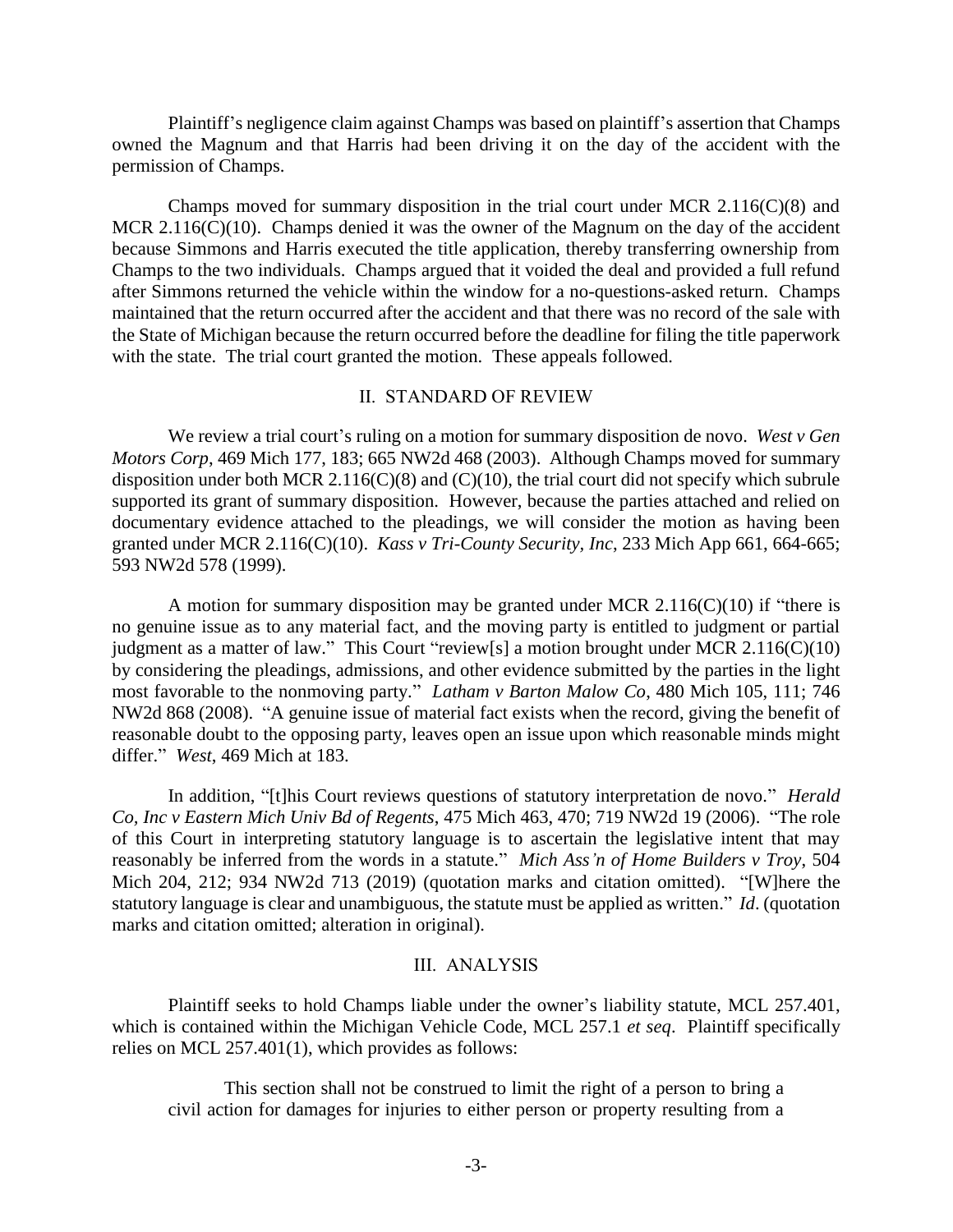Plaintiff's negligence claim against Champs was based on plaintiff's assertion that Champs owned the Magnum and that Harris had been driving it on the day of the accident with the permission of Champs.

Champs moved for summary disposition in the trial court under MCR 2.116(C)(8) and MCR 2.116(C)(10). Champs denied it was the owner of the Magnum on the day of the accident because Simmons and Harris executed the title application, thereby transferring ownership from Champs to the two individuals. Champs argued that it voided the deal and provided a full refund after Simmons returned the vehicle within the window for a no-questions-asked return. Champs maintained that the return occurred after the accident and that there was no record of the sale with the State of Michigan because the return occurred before the deadline for filing the title paperwork with the state. The trial court granted the motion. These appeals followed.

## II. STANDARD OF REVIEW

We review a trial court's ruling on a motion for summary disposition de novo. *West v Gen Motors Corp*, 469 Mich 177, 183; 665 NW2d 468 (2003). Although Champs moved for summary disposition under both MCR 2.116(C)(8) and (C)(10), the trial court did not specify which subrule supported its grant of summary disposition. However, because the parties attached and relied on documentary evidence attached to the pleadings, we will consider the motion as having been granted under MCR 2.116(C)(10). *Kass v Tri-County Security, Inc*, 233 Mich App 661, 664-665; 593 NW2d 578 (1999).

A motion for summary disposition may be granted under MCR 2.116(C)(10) if "there is no genuine issue as to any material fact, and the moving party is entitled to judgment or partial judgment as a matter of law." This Court "review[s] a motion brought under MCR 2.116(C)(10) by considering the pleadings, admissions, and other evidence submitted by the parties in the light most favorable to the nonmoving party." *Latham v Barton Malow Co*, 480 Mich 105, 111; 746 NW2d 868 (2008). "A genuine issue of material fact exists when the record, giving the benefit of reasonable doubt to the opposing party, leaves open an issue upon which reasonable minds might differ." *West*, 469 Mich at 183.

In addition, "[t]his Court reviews questions of statutory interpretation de novo." *Herald Co, Inc v Eastern Mich Univ Bd of Regents*, 475 Mich 463, 470; 719 NW2d 19 (2006). "The role of this Court in interpreting statutory language is to ascertain the legislative intent that may reasonably be inferred from the words in a statute." *Mich Ass'n of Home Builders v Troy*, 504 Mich 204, 212; 934 NW2d 713 (2019) (quotation marks and citation omitted). "[W]here the statutory language is clear and unambiguous, the statute must be applied as written." *Id*. (quotation marks and citation omitted; alteration in original).

## III. ANALYSIS

Plaintiff seeks to hold Champs liable under the owner's liability statute, MCL 257.401, which is contained within the Michigan Vehicle Code, MCL 257.1 *et seq*. Plaintiff specifically relies on MCL 257.401(1), which provides as follows:

> This section shall not be construed to limit the right of a person to bring a civil action for damages for injuries to either person or property resulting from a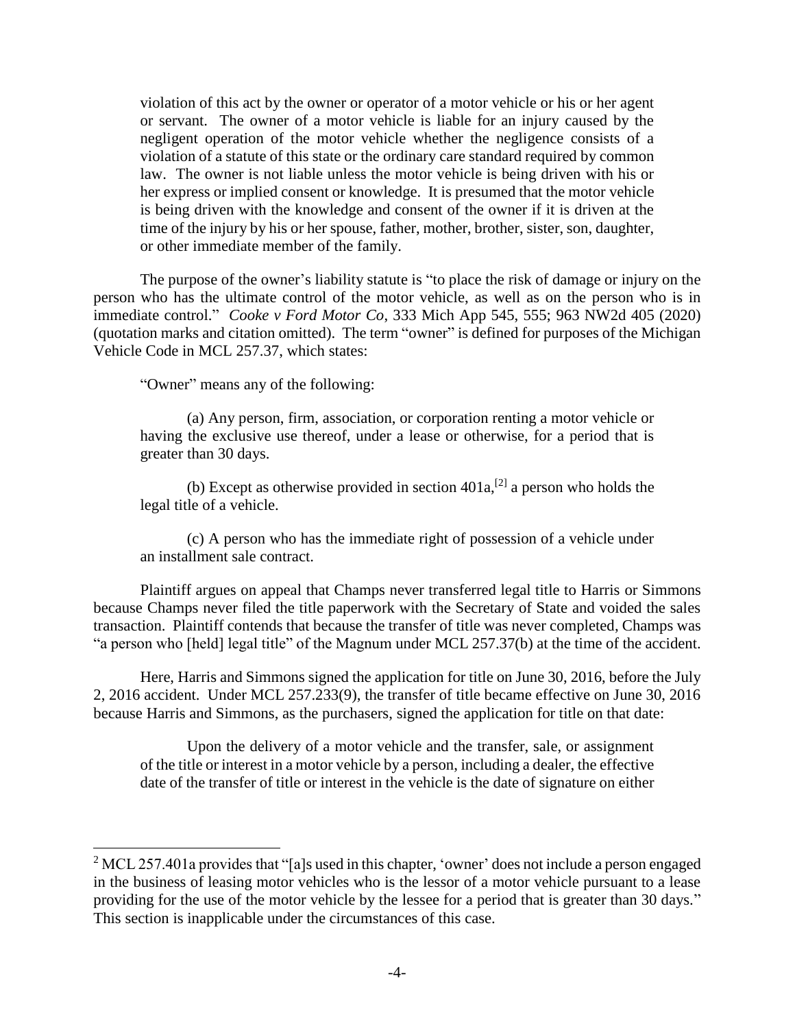> violation of this act by the owner or operator of a motor vehicle or his or her agent or servant. The owner of a motor vehicle is liable for an injury caused by the negligent operation of the motor vehicle whether the negligence consists of a violation of a statute of this state or the ordinary care standard required by common law. The owner is not liable unless the motor vehicle is being driven with his or her express or implied consent or knowledge. It is presumed that the motor vehicle is being driven with the knowledge and consent of the owner if it is driven at the time of the injury by his or her spouse, father, mother, brother, sister, son, daughter, or other immediate member of the family.

The purpose of the owner's liability statute is "to place the risk of damage or injury on the person who has the ultimate control of the motor vehicle, as well as on the person who is in immediate control." *Cooke v Ford Motor Co*, 333 Mich App 545, 555; 963 NW2d 405 (2020) (quotation marks and citation omitted). The term "owner" is defined for purposes of the Michigan Vehicle Code in MCL 257.37, which states:

> "Owner" means any of the following:
>
> (a) Any person, firm, association, or corporation renting a motor vehicle or having the exclusive use thereof, under a lease or otherwise, for a period that is greater than 30 days.
>
> (b) Except as otherwise provided in section 401a,[2] a person who holds the legal title of a vehicle.
>
> (c) A person who has the immediate right of possession of a vehicle under an installment sale contract.

Plaintiff argues on appeal that Champs never transferred legal title to Harris or Simmons because Champs never filed the title paperwork with the Secretary of State and voided the sales transaction. Plaintiff contends that because the transfer of title was never completed, Champs was "a person who [held] legal title" of the Magnum under MCL 257.37(b) at the time of the accident.

Here, Harris and Simmons signed the application for title on June 30, 2016, before the July 2, 2016 accident. Under MCL 257.233(9), the transfer of title became effective on June 30, 2016 because Harris and Simmons, as the purchasers, signed the application for title on that date:

> Upon the delivery of a motor vehicle and the transfer, sale, or assignment of the title or interest in a motor vehicle by a person, including a dealer, the effective date of the transfer of title or interest in the vehicle is the date of signature on either

---

[2] MCL 257.401a provides that "[a]s used in this chapter, 'owner' does not include a person engaged in the business of leasing motor vehicles who is the lessor of a motor vehicle pursuant to a lease providing for the use of the motor vehicle by the lessee for a period that is greater than 30 days." This section is inapplicable under the circumstances of this case.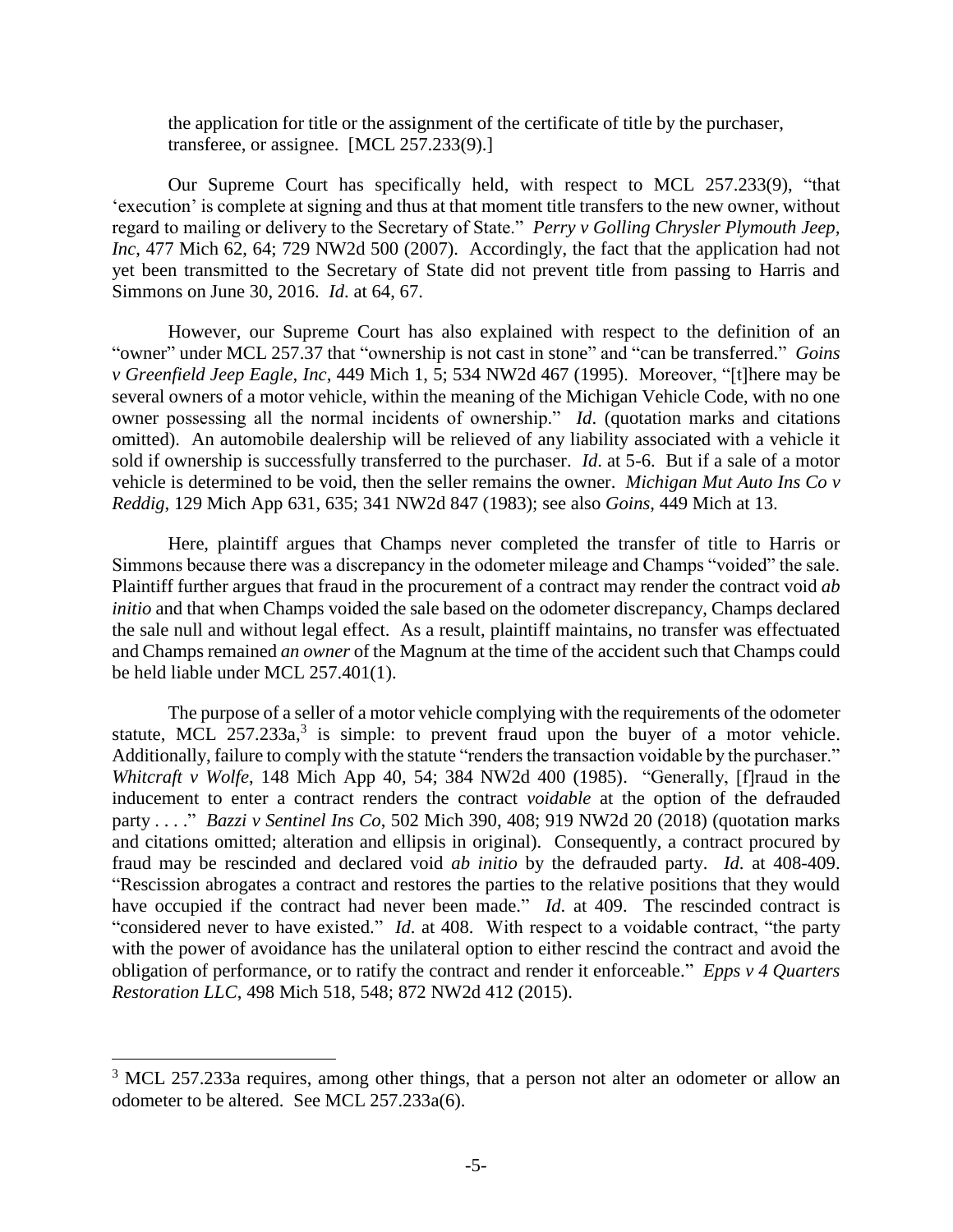> the application for title or the assignment of the certificate of title by the purchaser, transferee, or assignee. [MCL 257.233(9).]

Our Supreme Court has specifically held, with respect to MCL 257.233(9), "that 'execution' is complete at signing and thus at that moment title transfers to the new owner, without regard to mailing or delivery to the Secretary of State." *Perry v Golling Chrysler Plymouth Jeep, Inc*, 477 Mich 62, 64; 729 NW2d 500 (2007). Accordingly, the fact that the application had not yet been transmitted to the Secretary of State did not prevent title from passing to Harris and Simmons on June 30, 2016. *Id*. at 64, 67.

However, our Supreme Court has also explained with respect to the definition of an "owner" under MCL 257.37 that "ownership is not cast in stone" and "can be transferred." *Goins v Greenfield Jeep Eagle, Inc*, 449 Mich 1, 5; 534 NW2d 467 (1995). Moreover, "[t]here may be several owners of a motor vehicle, within the meaning of the Michigan Vehicle Code, with no one owner possessing all the normal incidents of ownership." *Id*. (quotation marks and citations omitted). An automobile dealership will be relieved of any liability associated with a vehicle it sold if ownership is successfully transferred to the purchaser. *Id*. at 5-6. But if a sale of a motor vehicle is determined to be void, then the seller remains the owner. *Michigan Mut Auto Ins Co v Reddig*, 129 Mich App 631, 635; 341 NW2d 847 (1983); see also *Goins*, 449 Mich at 13.

Here, plaintiff argues that Champs never completed the transfer of title to Harris or Simmons because there was a discrepancy in the odometer mileage and Champs "voided" the sale. Plaintiff further argues that fraud in the procurement of a contract may render the contract void *ab initio* and that when Champs voided the sale based on the odometer discrepancy, Champs declared the sale null and without legal effect. As a result, plaintiff maintains, no transfer was effectuated and Champs remained *an owner* of the Magnum at the time of the accident such that Champs could be held liable under MCL 257.401(1).

The purpose of a seller of a motor vehicle complying with the requirements of the odometer statute, MCL 257.233a,[3] is simple: to prevent fraud upon the buyer of a motor vehicle. Additionally, failure to comply with the statute "renders the transaction voidable by the purchaser." *Whitcraft v Wolfe*, 148 Mich App 40, 54; 384 NW2d 400 (1985). "Generally, [f]raud in the inducement to enter a contract renders the contract *voidable* at the option of the defrauded party . . . ." *Bazzi v Sentinel Ins Co*, 502 Mich 390, 408; 919 NW2d 20 (2018) (quotation marks and citations omitted; alteration and ellipsis in original). Consequently, a contract procured by fraud may be rescinded and declared void *ab initio* by the defrauded party. *Id*. at 408-409. "Rescission abrogates a contract and restores the parties to the relative positions that they would have occupied if the contract had never been made." *Id*. at 409. The rescinded contract is "considered never to have existed." *Id*. at 408. With respect to a voidable contract, "the party with the power of avoidance has the unilateral option to either rescind the contract and avoid the obligation of performance, or to ratify the contract and render it enforceable." *Epps v 4 Quarters Restoration LLC*, 498 Mich 518, 548; 872 NW2d 412 (2015).

---

[3] MCL 257.233a requires, among other things, that a person not alter an odometer or allow an odometer to be altered. See MCL 257.233a(6).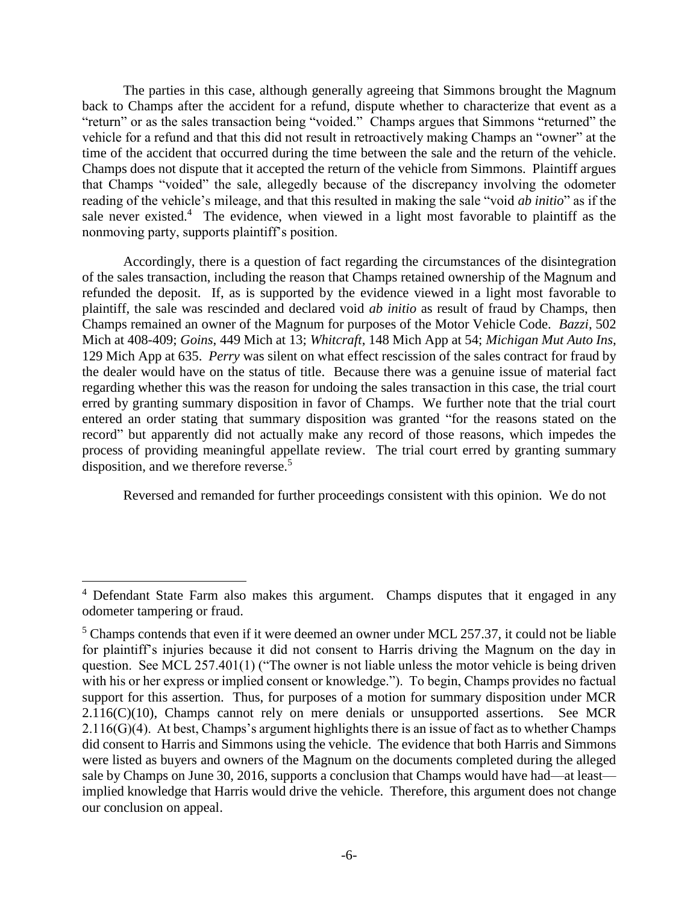The parties in this case, although generally agreeing that Simmons brought the Magnum back to Champs after the accident for a refund, dispute whether to characterize that event as a "return" or as the sales transaction being "voided." Champs argues that Simmons "returned" the vehicle for a refund and that this did not result in retroactively making Champs an "owner" at the time of the accident that occurred during the time between the sale and the return of the vehicle. Champs does not dispute that it accepted the return of the vehicle from Simmons. Plaintiff argues that Champs "voided" the sale, allegedly because of the discrepancy involving the odometer reading of the vehicle's mileage, and that this resulted in making the sale "void *ab initio*" as if the sale never existed.[4] The evidence, when viewed in a light most favorable to plaintiff as the nonmoving party, supports plaintiff's position.

Accordingly, there is a question of fact regarding the circumstances of the disintegration of the sales transaction, including the reason that Champs retained ownership of the Magnum and refunded the deposit. If, as is supported by the evidence viewed in a light most favorable to plaintiff, the sale was rescinded and declared void *ab initio* as result of fraud by Champs, then Champs remained an owner of the Magnum for purposes of the Motor Vehicle Code. *Bazzi*, 502 Mich at 408-409; *Goins*, 449 Mich at 13; *Whitcraft*, 148 Mich App at 54; *Michigan Mut Auto Ins*, 129 Mich App at 635. *Perry* was silent on what effect rescission of the sales contract for fraud by the dealer would have on the status of title. Because there was a genuine issue of material fact regarding whether this was the reason for undoing the sales transaction in this case, the trial court erred by granting summary disposition in favor of Champs. We further note that the trial court entered an order stating that summary disposition was granted "for the reasons stated on the record" but apparently did not actually make any record of those reasons, which impedes the process of providing meaningful appellate review. The trial court erred by granting summary disposition, and we therefore reverse.[5]

Reversed and remanded for further proceedings consistent with this opinion. We do not

---

[4] Defendant State Farm also makes this argument. Champs disputes that it engaged in any odometer tampering or fraud.

[5] Champs contends that even if it were deemed an owner under MCL 257.37, it could not be liable for plaintiff's injuries because it did not consent to Harris driving the Magnum on the day in question. See MCL 257.401(1) ("The owner is not liable unless the motor vehicle is being driven with his or her express or implied consent or knowledge."). To begin, Champs provides no factual support for this assertion. Thus, for purposes of a motion for summary disposition under MCR 2.116(C)(10), Champs cannot rely on mere denials or unsupported assertions. See MCR 2.116(G)(4). At best, Champs's argument highlights there is an issue of fact as to whether Champs did consent to Harris and Simmons using the vehicle. The evidence that both Harris and Simmons were listed as buyers and owners of the Magnum on the documents completed during the alleged sale by Champs on June 30, 2016, supports a conclusion that Champs would have had—at least—implied knowledge that Harris would drive the vehicle. Therefore, this argument does not change our conclusion on appeal.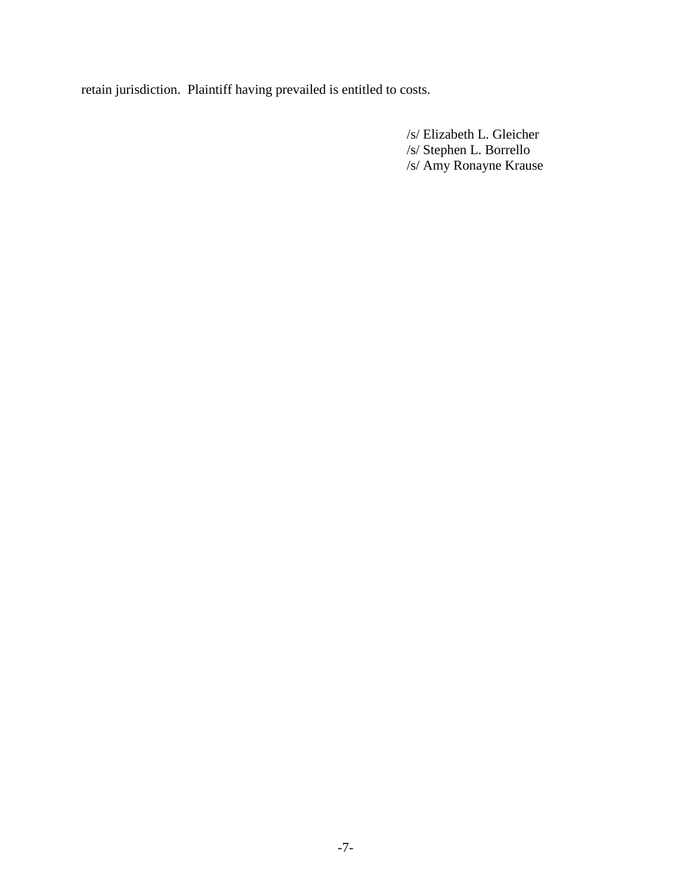retain jurisdiction. Plaintiff having prevailed is entitled to costs.

/s/ Elizabeth L. Gleicher
/s/ Stephen L. Borrello
/s/ Amy Ronayne Krause